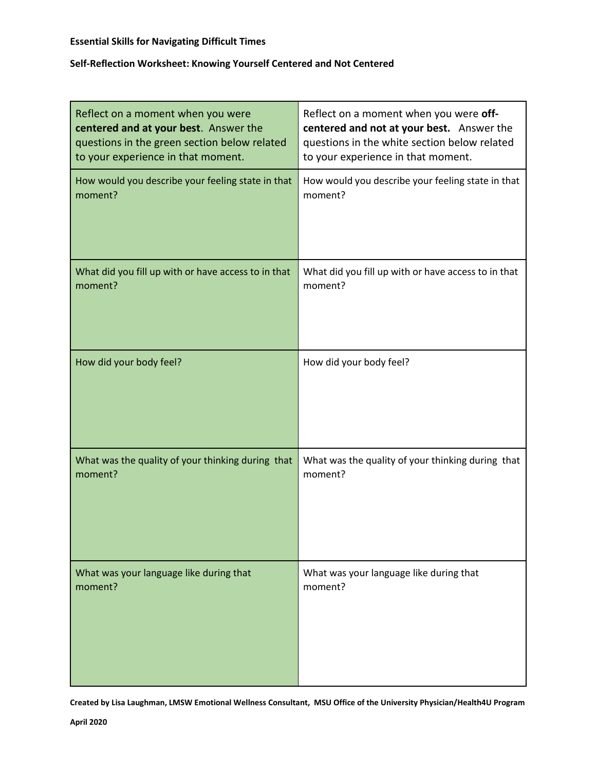**Essential Skills for Navigating Difficult Times**

**Self-Reflection Worksheet: Knowing Yourself Centered and Not Centered**

| Reflect on a moment when you were **centered and at your best**. Answer the questions in the green section below related to your experience in that moment. | Reflect on a moment when you were **off-centered and not at your best.** Answer the questions in the white section below related to your experience in that moment. |
| --- | --- |
| How would you describe your feeling state in that moment? | How would you describe your feeling state in that moment? |
| What did you fill up with or have access to in that moment? | What did you fill up with or have access to in that moment? |
| How did your body feel? | How did your body feel? |
| What was the quality of your thinking during that moment? | What was the quality of your thinking during that moment? |
| What was your language like during that moment? | What was your language like during that moment? |

**Created by Lisa Laughman, LMSW Emotional Wellness Consultant, MSU Office of the University Physician/Health4U Program**

**April 2020**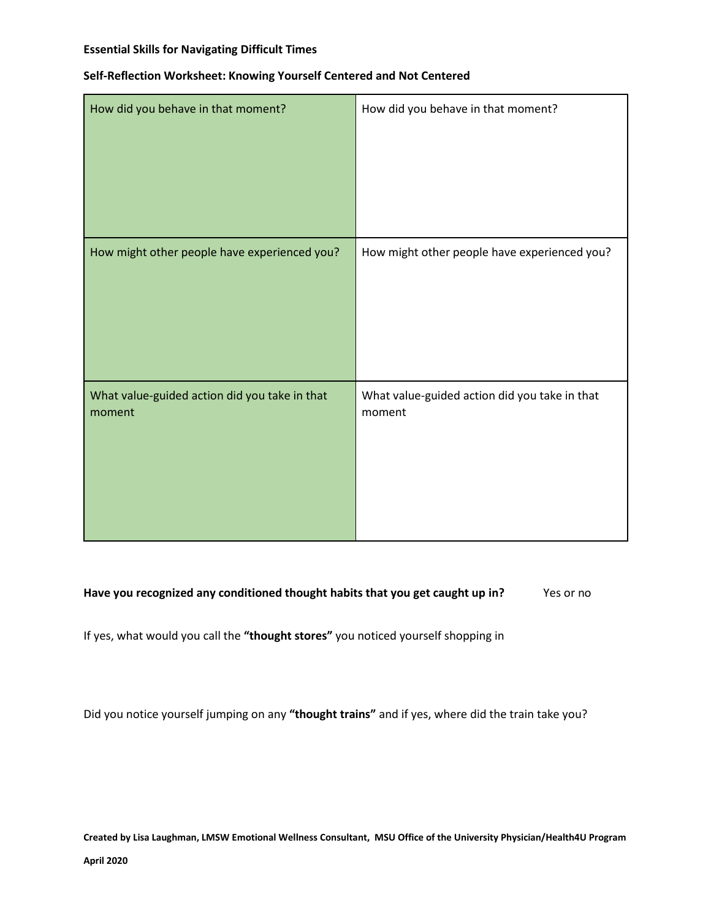**Essential Skills for Navigating Difficult Times**

**Self-Reflection Worksheet: Knowing Yourself Centered and Not Centered**

| | |
|---|---|
| How did you behave in that moment? | How did you behave in that moment? |
| How might other people have experienced you? | How might other people have experienced you? |
| What value-guided action did you take in that moment | What value-guided action did you take in that moment |

**Have you recognized any conditioned thought habits that you get caught up in?** Yes or no

If yes, what would you call the **"thought stores"** you noticed yourself shopping in

Did you notice yourself jumping on any **"thought trains"** and if yes, where did the train take you?

**Created by Lisa Laughman, LMSW Emotional Wellness Consultant, MSU Office of the University Physician/Health4U Program**

**April 2020**